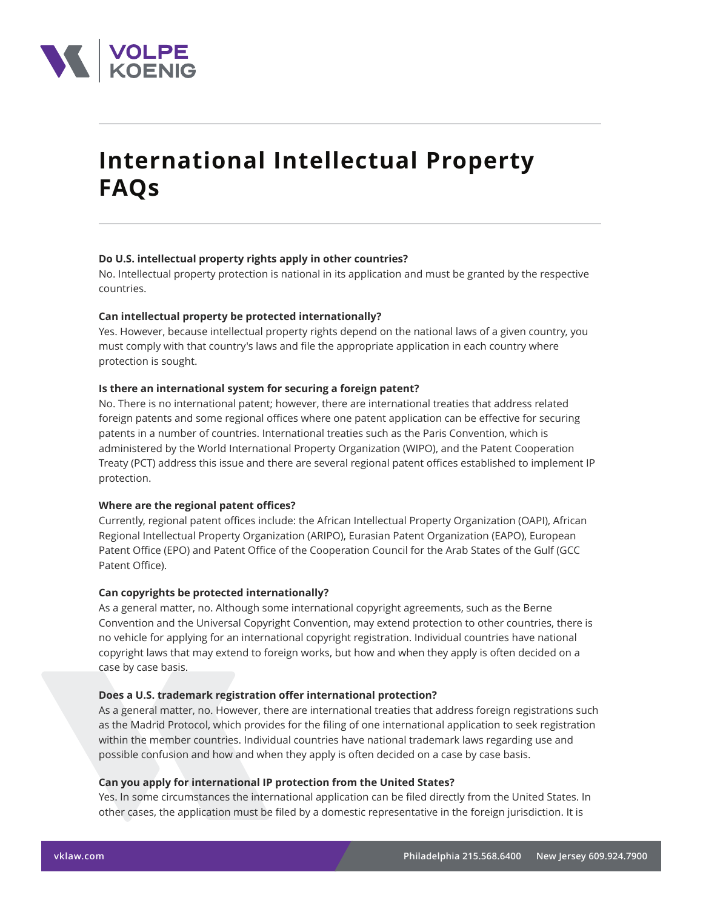# International Intellectual Property FAQs

**Do U.S. intellectual property rights apply in other countries?**
No. Intellectual property protection is national in its application and must be granted by the respective countries.

**Can intellectual property be protected internationally?**
Yes. However, because intellectual property rights depend on the national laws of a given country, you must comply with that country's laws and file the appropriate application in each country where protection is sought.

**Is there an international system for securing a foreign patent?**
No. There is no international patent; however, there are international treaties that address related foreign patents and some regional offices where one patent application can be effective for securing patents in a number of countries. International treaties such as the Paris Convention, which is administered by the World International Property Organization (WIPO), and the Patent Cooperation Treaty (PCT) address this issue and there are several regional patent offices established to implement IP protection.

**Where are the regional patent offices?**
Currently, regional patent offices include: the African Intellectual Property Organization (OAPI), African Regional Intellectual Property Organization (ARIPO), Eurasian Patent Organization (EAPO), European Patent Office (EPO) and Patent Office of the Cooperation Council for the Arab States of the Gulf (GCC Patent Office).

**Can copyrights be protected internationally?**
As a general matter, no. Although some international copyright agreements, such as the Berne Convention and the Universal Copyright Convention, may extend protection to other countries, there is no vehicle for applying for an international copyright registration. Individual countries have national copyright laws that may extend to foreign works, but how and when they apply is often decided on a case by case basis.

**Does a U.S. trademark registration offer international protection?**
As a general matter, no. However, there are international treaties that address foreign registrations such as the Madrid Protocol, which provides for the filing of one international application to seek registration within the member countries. Individual countries have national trademark laws regarding use and possible confusion and how and when they apply is often decided on a case by case basis.

**Can you apply for international IP protection from the United States?**
Yes. In some circumstances the international application can be filed directly from the United States. In other cases, the application must be filed by a domestic representative in the foreign jurisdiction. It is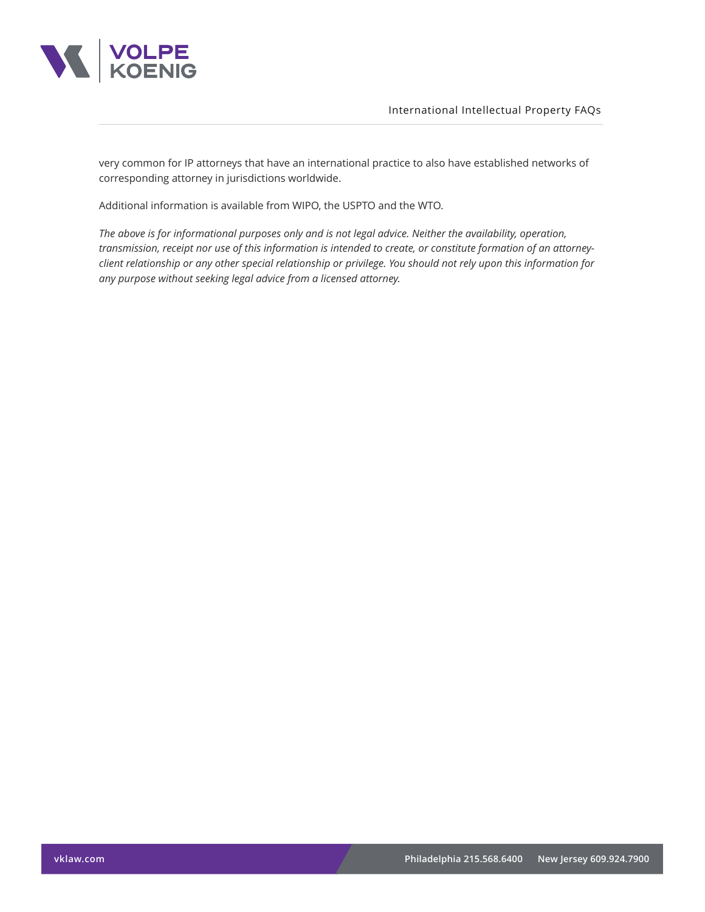very common for IP attorneys that have an international practice to also have established networks of corresponding attorney in jurisdictions worldwide.

Additional information is available from WIPO, the USPTO and the WTO.

*The above is for informational purposes only and is not legal advice. Neither the availability, operation, transmission, receipt nor use of this information is intended to create, or constitute formation of an attorney-client relationship or any other special relationship or privilege. You should not rely upon this information for any purpose without seeking legal advice from a licensed attorney.*